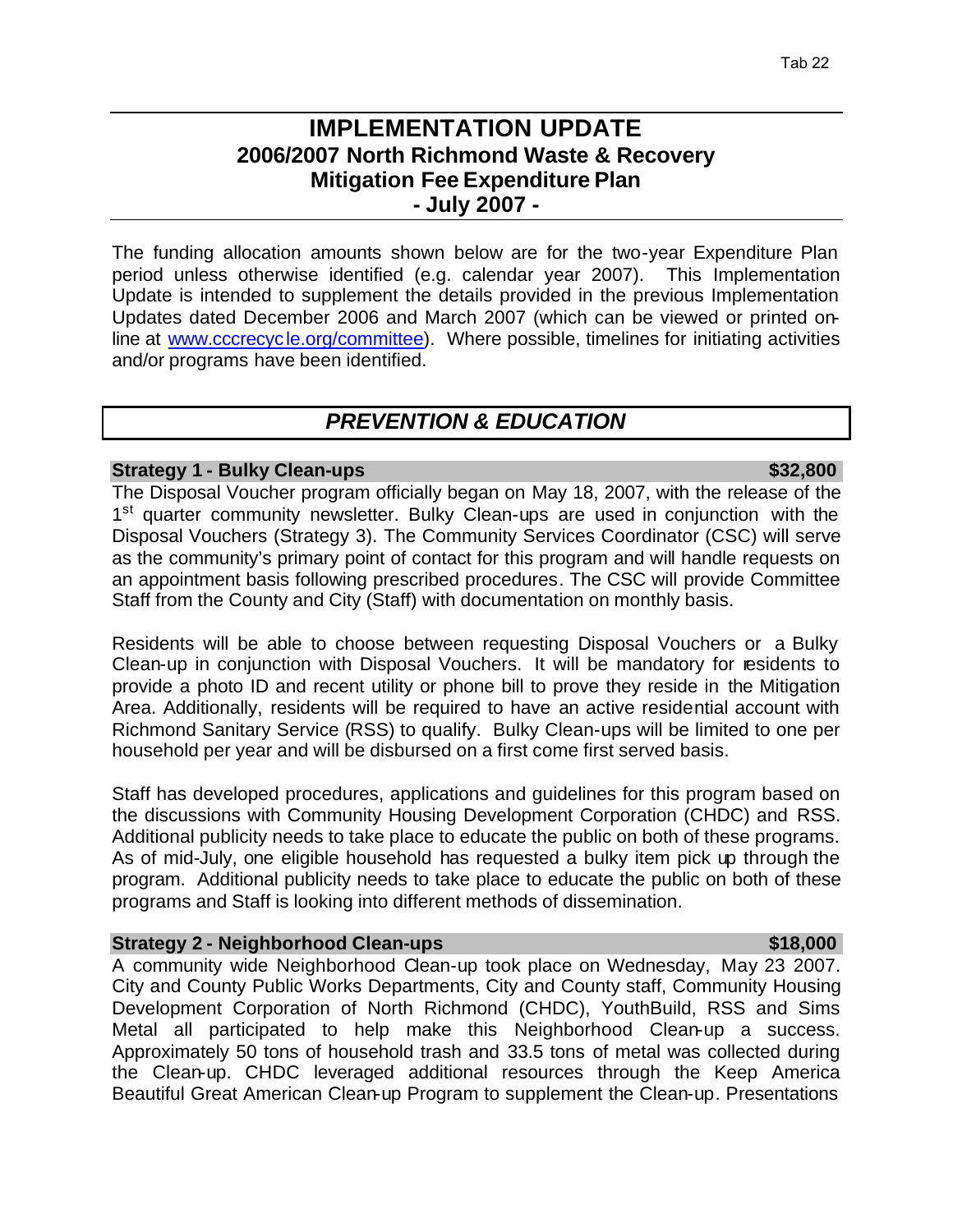# IMPLEMENTATION UPDATE
## 2006/2007 North Richmond Waste & Recovery Mitigation Fee Expenditure Plan
## - July 2007 -

The funding allocation amounts shown below are for the two-year Expenditure Plan period unless otherwise identified (e.g. calendar year 2007). This Implementation Update is intended to supplement the details provided in the previous Implementation Updates dated December 2006 and March 2007 (which can be viewed or printed online at [www.cccrecycle.org/committee](www.cccrecycle.org/committee)). Where possible, timelines for initiating activities and/or programs have been identified.

## *PREVENTION & EDUCATION*

### Strategy 1 - Bulky Clean-ups — $32,800

The Disposal Voucher program officially began on May 18, 2007, with the release of the 1st quarter community newsletter. Bulky Clean-ups are used in conjunction with the Disposal Vouchers (Strategy 3). The Community Services Coordinator (CSC) will serve as the community's primary point of contact for this program and will handle requests on an appointment basis following prescribed procedures. The CSC will provide Committee Staff from the County and City (Staff) with documentation on monthly basis.

Residents will be able to choose between requesting Disposal Vouchers or a Bulky Clean-up in conjunction with Disposal Vouchers. It will be mandatory for residents to provide a photo ID and recent utility or phone bill to prove they reside in the Mitigation Area. Additionally, residents will be required to have an active residential account with Richmond Sanitary Service (RSS) to qualify. Bulky Clean-ups will be limited to one per household per year and will be disbursed on a first come first served basis.

Staff has developed procedures, applications and guidelines for this program based on the discussions with Community Housing Development Corporation (CHDC) and RSS. Additional publicity needs to take place to educate the public on both of these programs. As of mid-July, one eligible household has requested a bulky item pick up through the program. Additional publicity needs to take place to educate the public on both of these programs and Staff is looking into different methods of dissemination.

### Strategy 2 - Neighborhood Clean-ups — $18,000

A community wide Neighborhood Clean-up took place on Wednesday, May 23 2007. City and County Public Works Departments, City and County staff, Community Housing Development Corporation of North Richmond (CHDC), YouthBuild, RSS and Sims Metal all participated to help make this Neighborhood Clean-up a success. Approximately 50 tons of household trash and 33.5 tons of metal was collected during the Clean-up. CHDC leveraged additional resources through the Keep America Beautiful Great American Clean-up Program to supplement the Clean-up. Presentations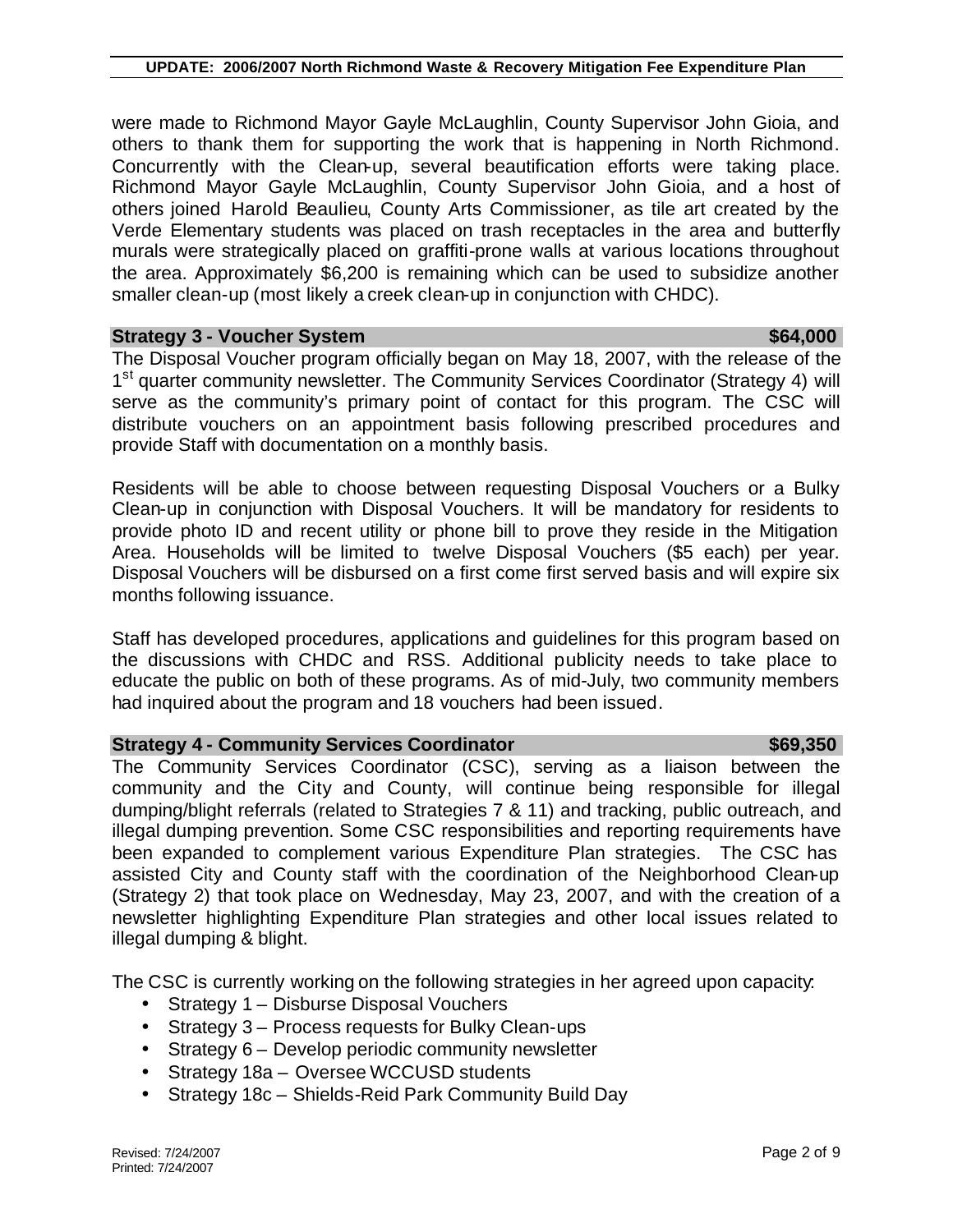were made to Richmond Mayor Gayle McLaughlin, County Supervisor John Gioia, and others to thank them for supporting the work that is happening in North Richmond. Concurrently with the Clean-up, several beautification efforts were taking place. Richmond Mayor Gayle McLaughlin, County Supervisor John Gioia, and a host of others joined Harold Beaulieu, County Arts Commissioner, as tile art created by the Verde Elementary students was placed on trash receptacles in the area and butterfly murals were strategically placed on graffiti-prone walls at various locations throughout the area. Approximately $6,200 is remaining which can be used to subsidize another smaller clean-up (most likely a creek clean-up in conjunction with CHDC).

### Strategy 3 - Voucher System — $64,000

The Disposal Voucher program officially began on May 18, 2007, with the release of the 1st quarter community newsletter. The Community Services Coordinator (Strategy 4) will serve as the community's primary point of contact for this program. The CSC will distribute vouchers on an appointment basis following prescribed procedures and provide Staff with documentation on a monthly basis.

Residents will be able to choose between requesting Disposal Vouchers or a Bulky Clean-up in conjunction with Disposal Vouchers. It will be mandatory for residents to provide photo ID and recent utility or phone bill to prove they reside in the Mitigation Area. Households will be limited to twelve Disposal Vouchers ($5 each) per year. Disposal Vouchers will be disbursed on a first come first served basis and will expire six months following issuance.

Staff has developed procedures, applications and guidelines for this program based on the discussions with CHDC and RSS. Additional publicity needs to take place to educate the public on both of these programs. As of mid-July, two community members had inquired about the program and 18 vouchers had been issued.

### Strategy 4 - Community Services Coordinator — $69,350

The Community Services Coordinator (CSC), serving as a liaison between the community and the City and County, will continue being responsible for illegal dumping/blight referrals (related to Strategies 7 & 11) and tracking, public outreach, and illegal dumping prevention. Some CSC responsibilities and reporting requirements have been expanded to complement various Expenditure Plan strategies. The CSC has assisted City and County staff with the coordination of the Neighborhood Clean-up (Strategy 2) that took place on Wednesday, May 23, 2007, and with the creation of a newsletter highlighting Expenditure Plan strategies and other local issues related to illegal dumping & blight.

The CSC is currently working on the following strategies in her agreed upon capacity:

- Strategy 1 – Disburse Disposal Vouchers
- Strategy 3 – Process requests for Bulky Clean-ups
- Strategy 6 – Develop periodic community newsletter
- Strategy 18a – Oversee WCCUSD students
- Strategy 18c – Shields-Reid Park Community Build Day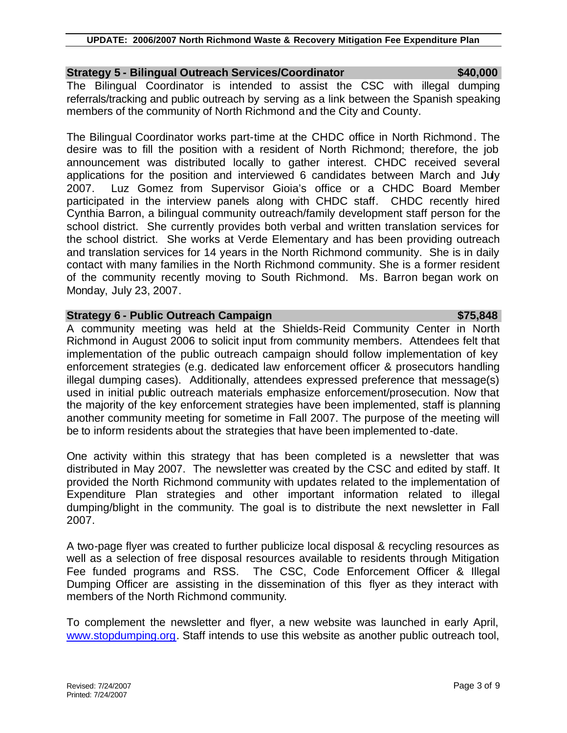### Strategy 5 - Bilingual Outreach Services/Coordinator — $40,000

The Bilingual Coordinator is intended to assist the CSC with illegal dumping referrals/tracking and public outreach by serving as a link between the Spanish speaking members of the community of North Richmond and the City and County.

The Bilingual Coordinator works part-time at the CHDC office in North Richmond. The desire was to fill the position with a resident of North Richmond; therefore, the job announcement was distributed locally to gather interest. CHDC received several applications for the position and interviewed 6 candidates between March and July 2007. Luz Gomez from Supervisor Gioia's office or a CHDC Board Member participated in the interview panels along with CHDC staff. CHDC recently hired Cynthia Barron, a bilingual community outreach/family development staff person for the school district. She currently provides both verbal and written translation services for the school district. She works at Verde Elementary and has been providing outreach and translation services for 14 years in the North Richmond community. She is in daily contact with many families in the North Richmond community. She is a former resident of the community recently moving to South Richmond. Ms. Barron began work on Monday, July 23, 2007.

### Strategy 6 - Public Outreach Campaign — $75,848

A community meeting was held at the Shields-Reid Community Center in North Richmond in August 2006 to solicit input from community members. Attendees felt that implementation of the public outreach campaign should follow implementation of key enforcement strategies (e.g. dedicated law enforcement officer & prosecutors handling illegal dumping cases). Additionally, attendees expressed preference that message(s) used in initial public outreach materials emphasize enforcement/prosecution. Now that the majority of the key enforcement strategies have been implemented, staff is planning another community meeting for sometime in Fall 2007. The purpose of the meeting will be to inform residents about the strategies that have been implemented to-date.

One activity within this strategy that has been completed is a newsletter that was distributed in May 2007. The newsletter was created by the CSC and edited by staff. It provided the North Richmond community with updates related to the implementation of Expenditure Plan strategies and other important information related to illegal dumping/blight in the community. The goal is to distribute the next newsletter in Fall 2007.

A two-page flyer was created to further publicize local disposal & recycling resources as well as a selection of free disposal resources available to residents through Mitigation Fee funded programs and RSS. The CSC, Code Enforcement Officer & Illegal Dumping Officer are assisting in the dissemination of this flyer as they interact with members of the North Richmond community.

To complement the newsletter and flyer, a new website was launched in early April, www.stopdumping.org. Staff intends to use this website as another public outreach tool,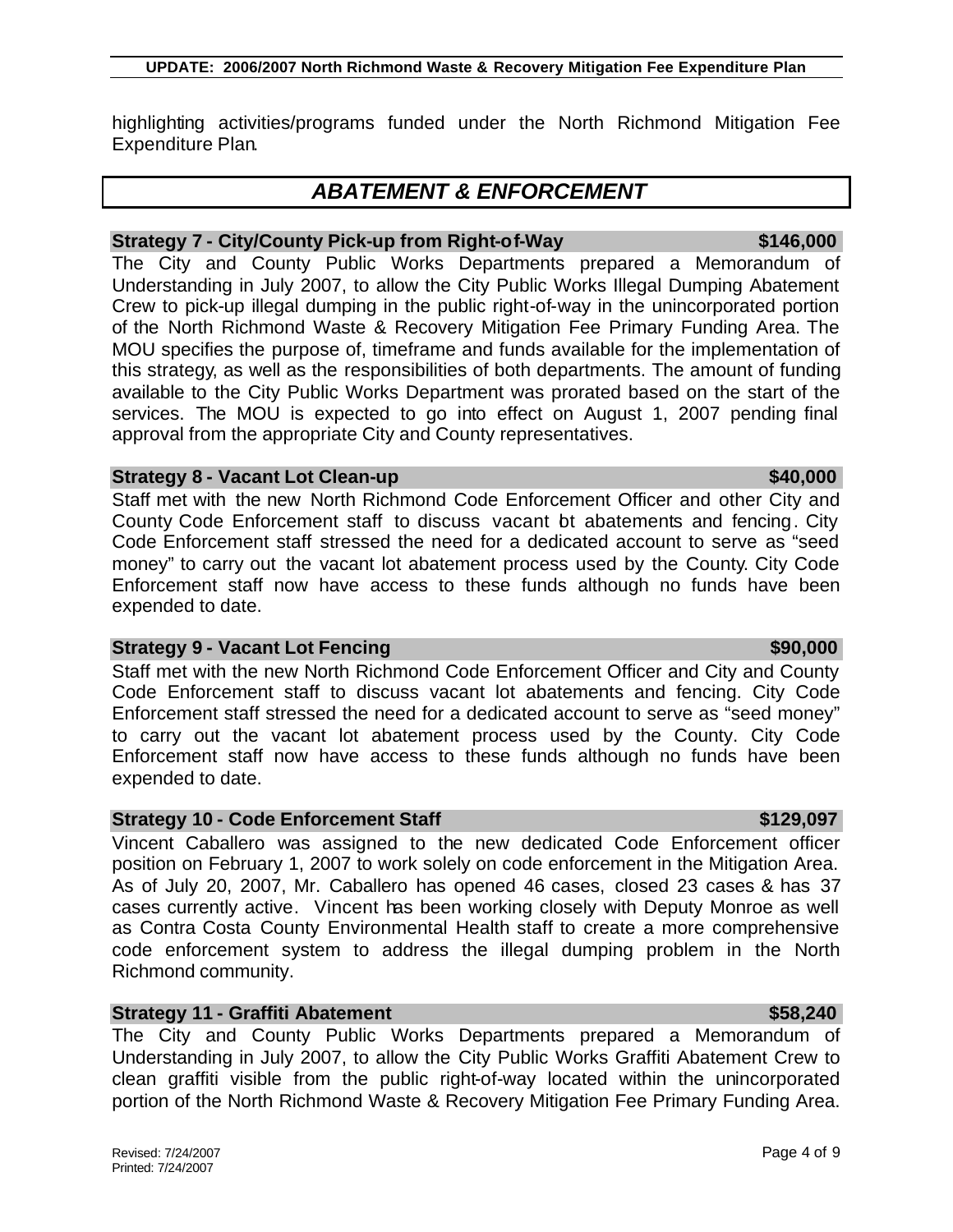highlighting activities/programs funded under the North Richmond Mitigation Fee Expenditure Plan.

## *ABATEMENT & ENFORCEMENT*

### Strategy 7 - City/County Pick-up from Right-of-Way — $146,000

The City and County Public Works Departments prepared a Memorandum of Understanding in July 2007, to allow the City Public Works Illegal Dumping Abatement Crew to pick-up illegal dumping in the public right-of-way in the unincorporated portion of the North Richmond Waste & Recovery Mitigation Fee Primary Funding Area. The MOU specifies the purpose of, timeframe and funds available for the implementation of this strategy, as well as the responsibilities of both departments. The amount of funding available to the City Public Works Department was prorated based on the start of the services. The MOU is expected to go into effect on August 1, 2007 pending final approval from the appropriate City and County representatives.

### Strategy 8 - Vacant Lot Clean-up — $40,000

Staff met with the new North Richmond Code Enforcement Officer and other City and County Code Enforcement staff to discuss vacant lot abatements and fencing. City Code Enforcement staff stressed the need for a dedicated account to serve as "seed money" to carry out the vacant lot abatement process used by the County. City Code Enforcement staff now have access to these funds although no funds have been expended to date.

### Strategy 9 - Vacant Lot Fencing — $90,000

Staff met with the new North Richmond Code Enforcement Officer and City and County Code Enforcement staff to discuss vacant lot abatements and fencing. City Code Enforcement staff stressed the need for a dedicated account to serve as "seed money" to carry out the vacant lot abatement process used by the County. City Code Enforcement staff now have access to these funds although no funds have been expended to date.

### Strategy 10 - Code Enforcement Staff — $129,097

Vincent Caballero was assigned to the new dedicated Code Enforcement officer position on February 1, 2007 to work solely on code enforcement in the Mitigation Area. As of July 20, 2007, Mr. Caballero has opened 46 cases, closed 23 cases & has 37 cases currently active. Vincent has been working closely with Deputy Monroe as well as Contra Costa County Environmental Health staff to create a more comprehensive code enforcement system to address the illegal dumping problem in the North Richmond community.

### Strategy 11 - Graffiti Abatement — $58,240

The City and County Public Works Departments prepared a Memorandum of Understanding in July 2007, to allow the City Public Works Graffiti Abatement Crew to clean graffiti visible from the public right-of-way located within the unincorporated portion of the North Richmond Waste & Recovery Mitigation Fee Primary Funding Area.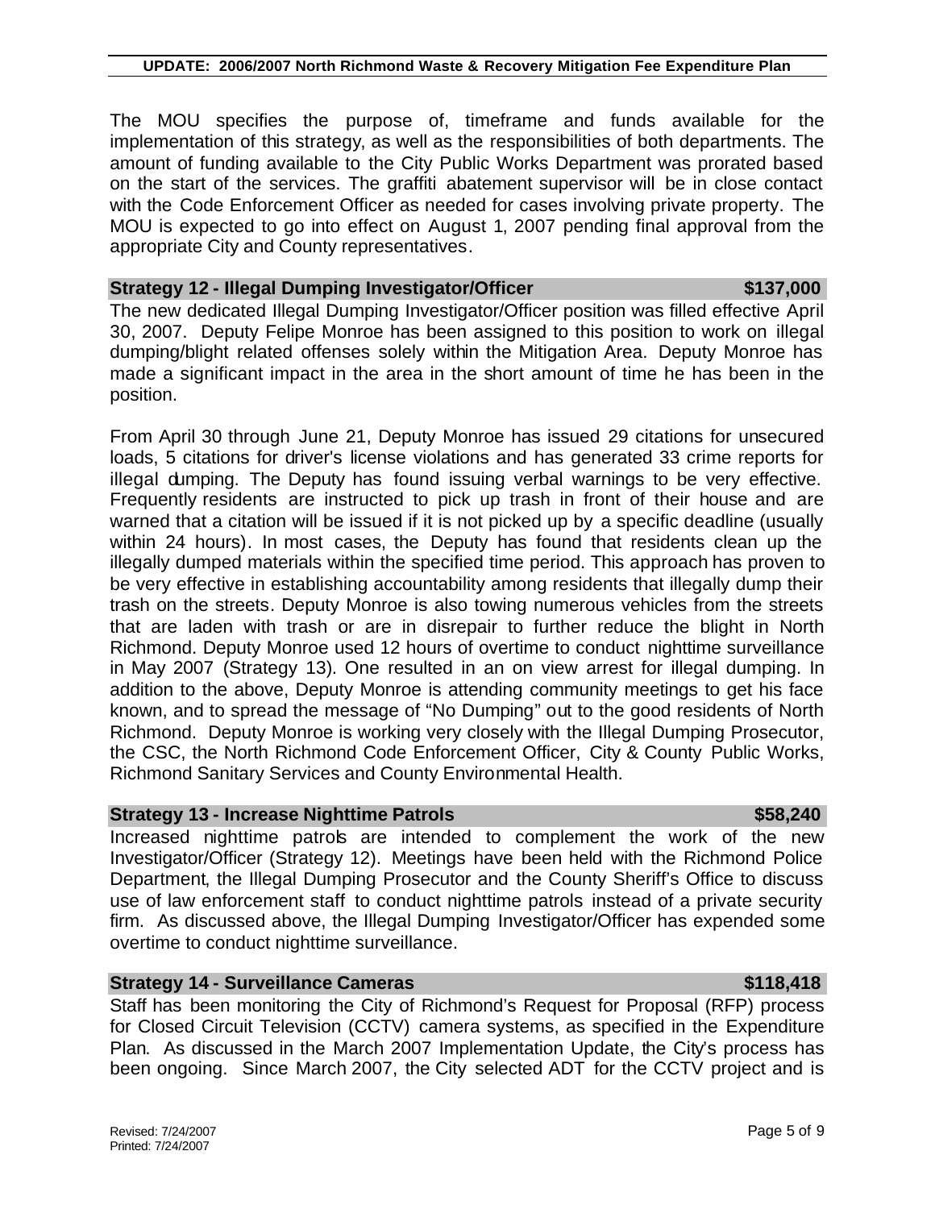The MOU specifies the purpose of, timeframe and funds available for the implementation of this strategy, as well as the responsibilities of both departments. The amount of funding available to the City Public Works Department was prorated based on the start of the services. The graffiti abatement supervisor will be in close contact with the Code Enforcement Officer as needed for cases involving private property. The MOU is expected to go into effect on August 1, 2007 pending final approval from the appropriate City and County representatives.

### Strategy 12 - Illegal Dumping Investigator/Officer — $137,000

The new dedicated Illegal Dumping Investigator/Officer position was filled effective April 30, 2007. Deputy Felipe Monroe has been assigned to this position to work on illegal dumping/blight related offenses solely within the Mitigation Area. Deputy Monroe has made a significant impact in the area in the short amount of time he has been in the position.

From April 30 through June 21, Deputy Monroe has issued 29 citations for unsecured loads, 5 citations for driver's license violations and has generated 33 crime reports for illegal dumping. The Deputy has found issuing verbal warnings to be very effective. Frequently residents are instructed to pick up trash in front of their house and are warned that a citation will be issued if it is not picked up by a specific deadline (usually within 24 hours). In most cases, the Deputy has found that residents clean up the illegally dumped materials within the specified time period. This approach has proven to be very effective in establishing accountability among residents that illegally dump their trash on the streets. Deputy Monroe is also towing numerous vehicles from the streets that are laden with trash or are in disrepair to further reduce the blight in North Richmond. Deputy Monroe used 12 hours of overtime to conduct nighttime surveillance in May 2007 (Strategy 13). One resulted in an on view arrest for illegal dumping. In addition to the above, Deputy Monroe is attending community meetings to get his face known, and to spread the message of "No Dumping" out to the good residents of North Richmond. Deputy Monroe is working very closely with the Illegal Dumping Prosecutor, the CSC, the North Richmond Code Enforcement Officer, City & County Public Works, Richmond Sanitary Services and County Environmental Health.

### Strategy 13 - Increase Nighttime Patrols — $58,240

Increased nighttime patrols are intended to complement the work of the new Investigator/Officer (Strategy 12). Meetings have been held with the Richmond Police Department, the Illegal Dumping Prosecutor and the County Sheriff's Office to discuss use of law enforcement staff to conduct nighttime patrols instead of a private security firm. As discussed above, the Illegal Dumping Investigator/Officer has expended some overtime to conduct nighttime surveillance.

### Strategy 14 - Surveillance Cameras — $118,418

Staff has been monitoring the City of Richmond's Request for Proposal (RFP) process for Closed Circuit Television (CCTV) camera systems, as specified in the Expenditure Plan. As discussed in the March 2007 Implementation Update, the City's process has been ongoing. Since March 2007, the City selected ADT for the CCTV project and is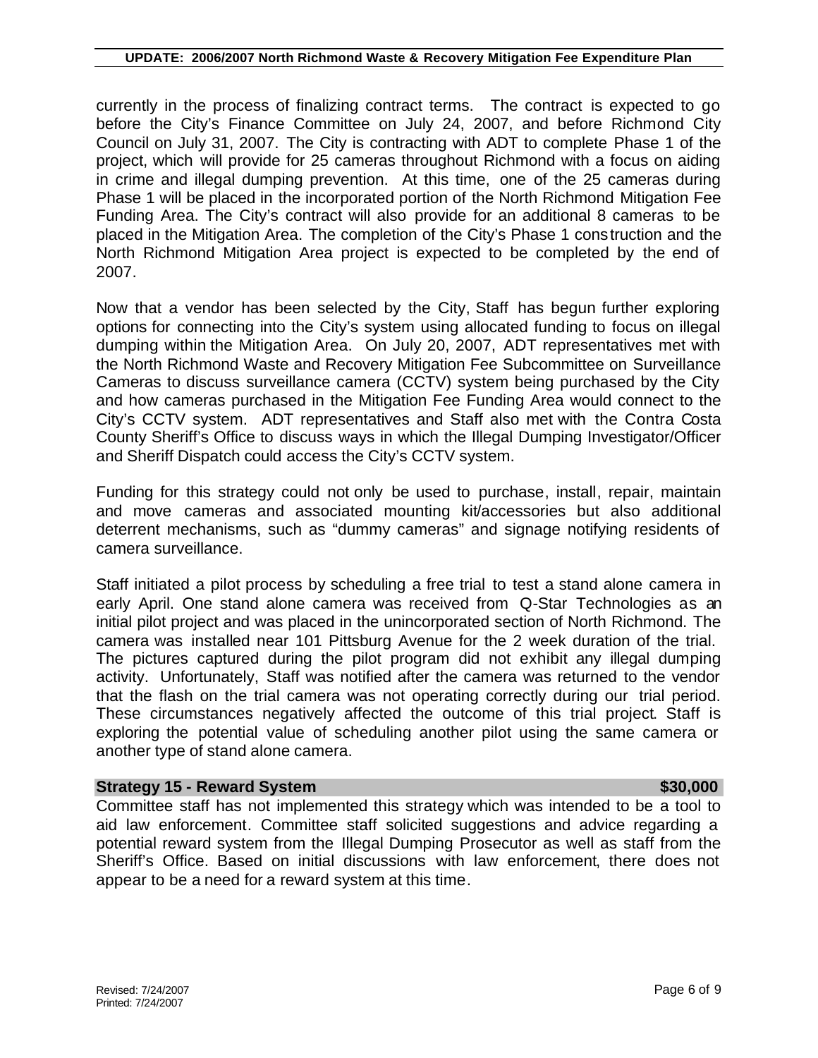currently in the process of finalizing contract terms. The contract is expected to go before the City's Finance Committee on July 24, 2007, and before Richmond City Council on July 31, 2007. The City is contracting with ADT to complete Phase 1 of the project, which will provide for 25 cameras throughout Richmond with a focus on aiding in crime and illegal dumping prevention. At this time, one of the 25 cameras during Phase 1 will be placed in the incorporated portion of the North Richmond Mitigation Fee Funding Area. The City's contract will also provide for an additional 8 cameras to be placed in the Mitigation Area. The completion of the City's Phase 1 construction and the North Richmond Mitigation Area project is expected to be completed by the end of 2007.

Now that a vendor has been selected by the City, Staff has begun further exploring options for connecting into the City's system using allocated funding to focus on illegal dumping within the Mitigation Area. On July 20, 2007, ADT representatives met with the North Richmond Waste and Recovery Mitigation Fee Subcommittee on Surveillance Cameras to discuss surveillance camera (CCTV) system being purchased by the City and how cameras purchased in the Mitigation Fee Funding Area would connect to the City's CCTV system. ADT representatives and Staff also met with the Contra Costa County Sheriff's Office to discuss ways in which the Illegal Dumping Investigator/Officer and Sheriff Dispatch could access the City's CCTV system.

Funding for this strategy could not only be used to purchase, install, repair, maintain and move cameras and associated mounting kit/accessories but also additional deterrent mechanisms, such as "dummy cameras" and signage notifying residents of camera surveillance.

Staff initiated a pilot process by scheduling a free trial to test a stand alone camera in early April. One stand alone camera was received from Q-Star Technologies as an initial pilot project and was placed in the unincorporated section of North Richmond. The camera was installed near 101 Pittsburg Avenue for the 2 week duration of the trial. The pictures captured during the pilot program did not exhibit any illegal dumping activity. Unfortunately, Staff was notified after the camera was returned to the vendor that the flash on the trial camera was not operating correctly during our trial period. These circumstances negatively affected the outcome of this trial project. Staff is exploring the potential value of scheduling another pilot using the same camera or another type of stand alone camera.

**Strategy 15 - Reward System** **$30,000**

Committee staff has not implemented this strategy which was intended to be a tool to aid law enforcement. Committee staff solicited suggestions and advice regarding a potential reward system from the Illegal Dumping Prosecutor as well as staff from the Sheriff's Office. Based on initial discussions with law enforcement, there does not appear to be a need for a reward system at this time.

Revised: 7/24/2007
Printed: 7/24/2007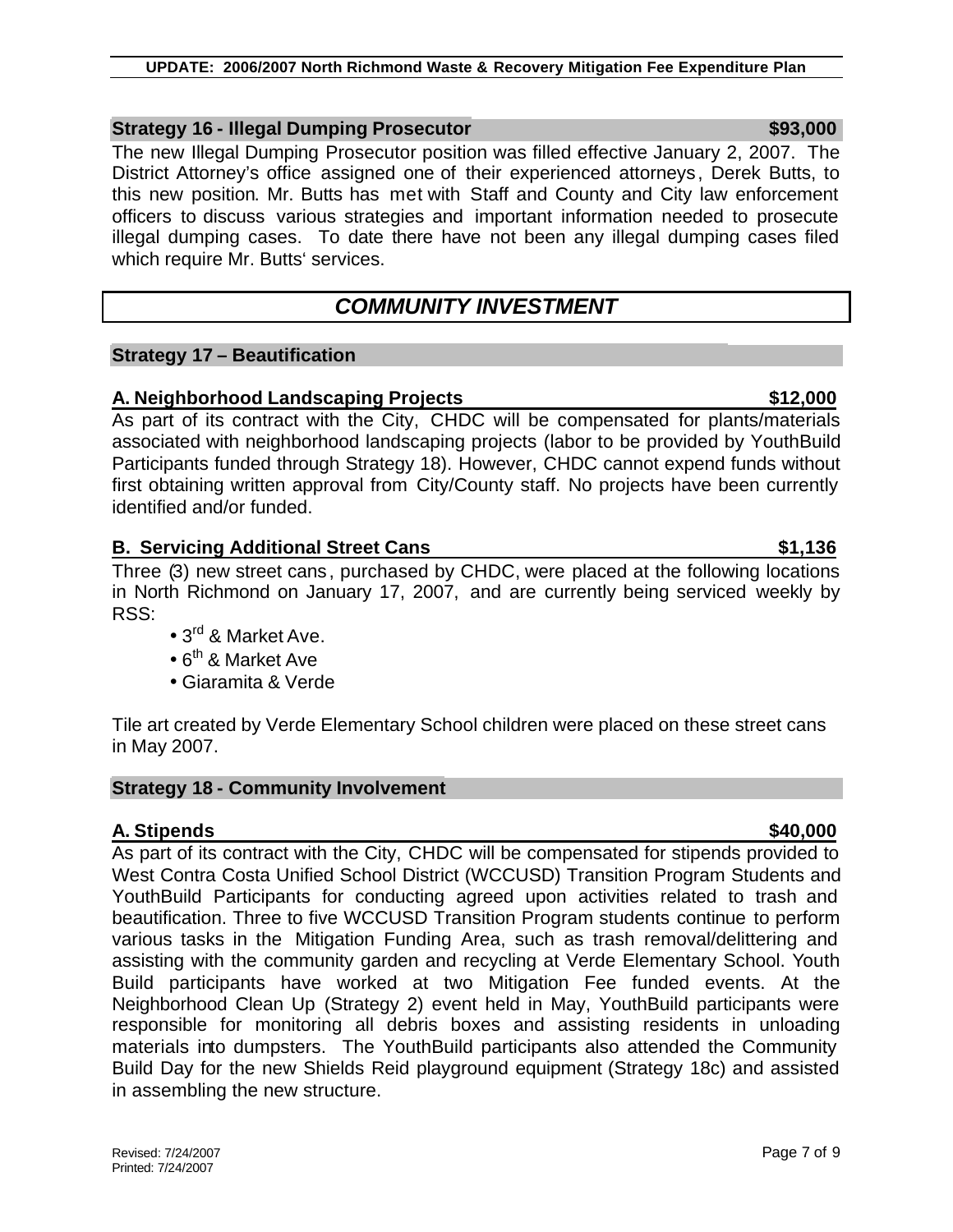### Strategy 16 - Illegal Dumping Prosecutor $93,000

The new Illegal Dumping Prosecutor position was filled effective January 2, 2007. The District Attorney's office assigned one of their experienced attorneys, Derek Butts, to this new position. Mr. Butts has met with Staff and County and City law enforcement officers to discuss various strategies and important information needed to prosecute illegal dumping cases. To date there have not been any illegal dumping cases filed which require Mr. Butts' services.

## *COMMUNITY INVESTMENT*

### Strategy 17 – Beautification

#### A. Neighborhood Landscaping Projects $12,000

As part of its contract with the City, CHDC will be compensated for plants/materials associated with neighborhood landscaping projects (labor to be provided by YouthBuild Participants funded through Strategy 18). However, CHDC cannot expend funds without first obtaining written approval from City/County staff. No projects have been currently identified and/or funded.

#### B. Servicing Additional Street Cans $1,136

Three (3) new street cans, purchased by CHDC, were placed at the following locations in North Richmond on January 17, 2007, and are currently being serviced weekly by RSS:

- 3rd & Market Ave.
- 6th & Market Ave
- Giaramita & Verde

Tile art created by Verde Elementary School children were placed on these street cans in May 2007.

### Strategy 18 - Community Involvement

#### A. Stipends $40,000

As part of its contract with the City, CHDC will be compensated for stipends provided to West Contra Costa Unified School District (WCCUSD) Transition Program Students and YouthBuild Participants for conducting agreed upon activities related to trash and beautification. Three to five WCCUSD Transition Program students continue to perform various tasks in the Mitigation Funding Area, such as trash removal/delittering and assisting with the community garden and recycling at Verde Elementary School. Youth Build participants have worked at two Mitigation Fee funded events. At the Neighborhood Clean Up (Strategy 2) event held in May, YouthBuild participants were responsible for monitoring all debris boxes and assisting residents in unloading materials into dumpsters. The YouthBuild participants also attended the Community Build Day for the new Shields Reid playground equipment (Strategy 18c) and assisted in assembling the new structure.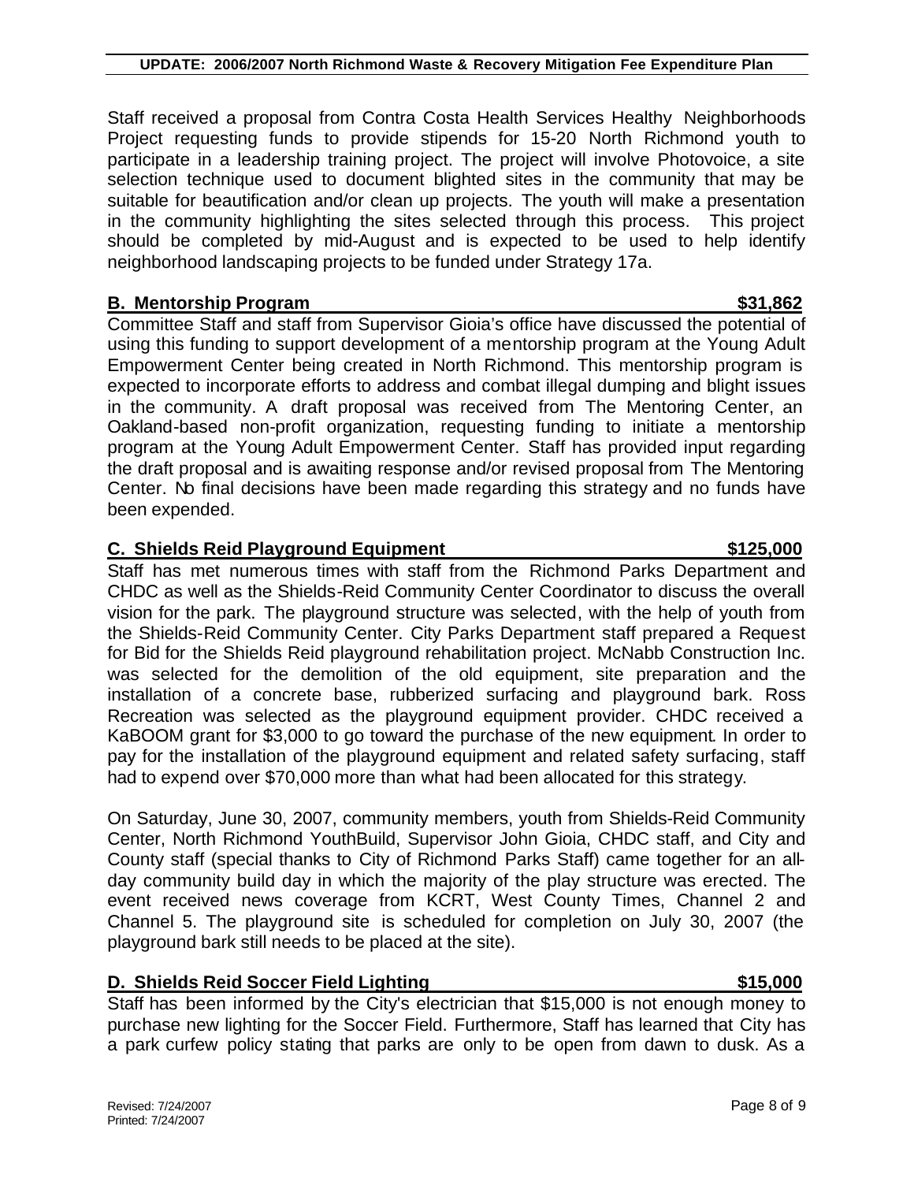Staff received a proposal from Contra Costa Health Services Healthy Neighborhoods Project requesting funds to provide stipends for 15-20 North Richmond youth to participate in a leadership training project. The project will involve Photovoice, a site selection technique used to document blighted sites in the community that may be suitable for beautification and/or clean up projects. The youth will make a presentation in the community highlighting the sites selected through this process. This project should be completed by mid-August and is expected to be used to help identify neighborhood landscaping projects to be funded under Strategy 17a.

**B. Mentorship Program — $31,862**

Committee Staff and staff from Supervisor Gioia's office have discussed the potential of using this funding to support development of a mentorship program at the Young Adult Empowerment Center being created in North Richmond. This mentorship program is expected to incorporate efforts to address and combat illegal dumping and blight issues in the community. A draft proposal was received from The Mentoring Center, an Oakland-based non-profit organization, requesting funding to initiate a mentorship program at the Young Adult Empowerment Center. Staff has provided input regarding the draft proposal and is awaiting response and/or revised proposal from The Mentoring Center. No final decisions have been made regarding this strategy and no funds have been expended.

**C. Shields Reid Playground Equipment — $125,000**

Staff has met numerous times with staff from the Richmond Parks Department and CHDC as well as the Shields-Reid Community Center Coordinator to discuss the overall vision for the park. The playground structure was selected, with the help of youth from the Shields-Reid Community Center. City Parks Department staff prepared a Request for Bid for the Shields Reid playground rehabilitation project. McNabb Construction Inc. was selected for the demolition of the old equipment, site preparation and the installation of a concrete base, rubberized surfacing and playground bark. Ross Recreation was selected as the playground equipment provider. CHDC received a KaBOOM grant for $3,000 to go toward the purchase of the new equipment. In order to pay for the installation of the playground equipment and related safety surfacing, staff had to expend over $70,000 more than what had been allocated for this strategy.

On Saturday, June 30, 2007, community members, youth from Shields-Reid Community Center, North Richmond YouthBuild, Supervisor John Gioia, CHDC staff, and City and County staff (special thanks to City of Richmond Parks Staff) came together for an all-day community build day in which the majority of the play structure was erected. The event received news coverage from KCRT, West County Times, Channel 2 and Channel 5. The playground site is scheduled for completion on July 30, 2007 (the playground bark still needs to be placed at the site).

**D. Shields Reid Soccer Field Lighting — $15,000**

Staff has been informed by the City's electrician that $15,000 is not enough money to purchase new lighting for the Soccer Field. Furthermore, Staff has learned that City has a park curfew policy stating that parks are only to be open from dawn to dusk. As a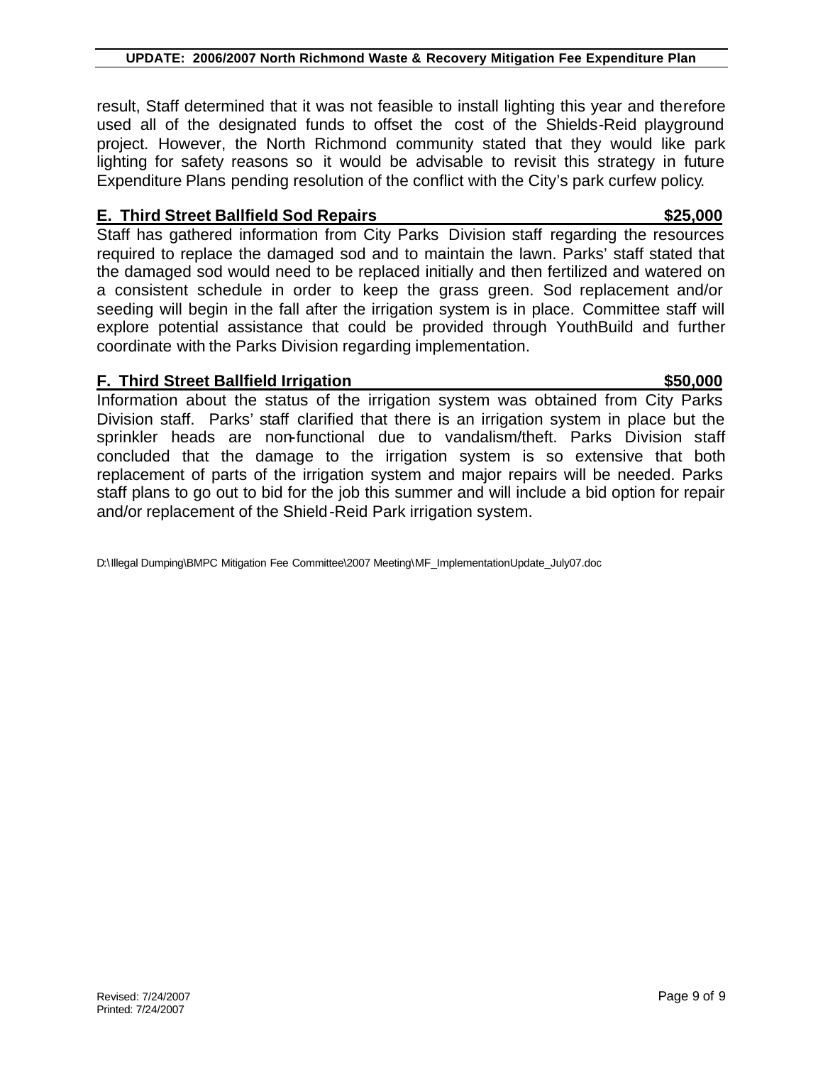result, Staff determined that it was not feasible to install lighting this year and therefore used all of the designated funds to offset the cost of the Shields-Reid playground project. However, the North Richmond community stated that they would like park lighting for safety reasons so it would be advisable to revisit this strategy in future Expenditure Plans pending resolution of the conflict with the City's park curfew policy.

### E. Third Street Ballfield Sod Repairs — $25,000

Staff has gathered information from City Parks Division staff regarding the resources required to replace the damaged sod and to maintain the lawn. Parks' staff stated that the damaged sod would need to be replaced initially and then fertilized and watered on a consistent schedule in order to keep the grass green. Sod replacement and/or seeding will begin in the fall after the irrigation system is in place. Committee staff will explore potential assistance that could be provided through YouthBuild and further coordinate with the Parks Division regarding implementation.

### F. Third Street Ballfield Irrigation — $50,000

Information about the status of the irrigation system was obtained from City Parks Division staff. Parks' staff clarified that there is an irrigation system in place but the sprinkler heads are non-functional due to vandalism/theft. Parks Division staff concluded that the damage to the irrigation system is so extensive that both replacement of parts of the irrigation system and major repairs will be needed. Parks staff plans to go out to bid for the job this summer and will include a bid option for repair and/or replacement of the Shield-Reid Park irrigation system.

D:\Illegal Dumping\BMPC Mitigation Fee Committee\2007 Meeting\MF_ImplementationUpdate_July07.doc